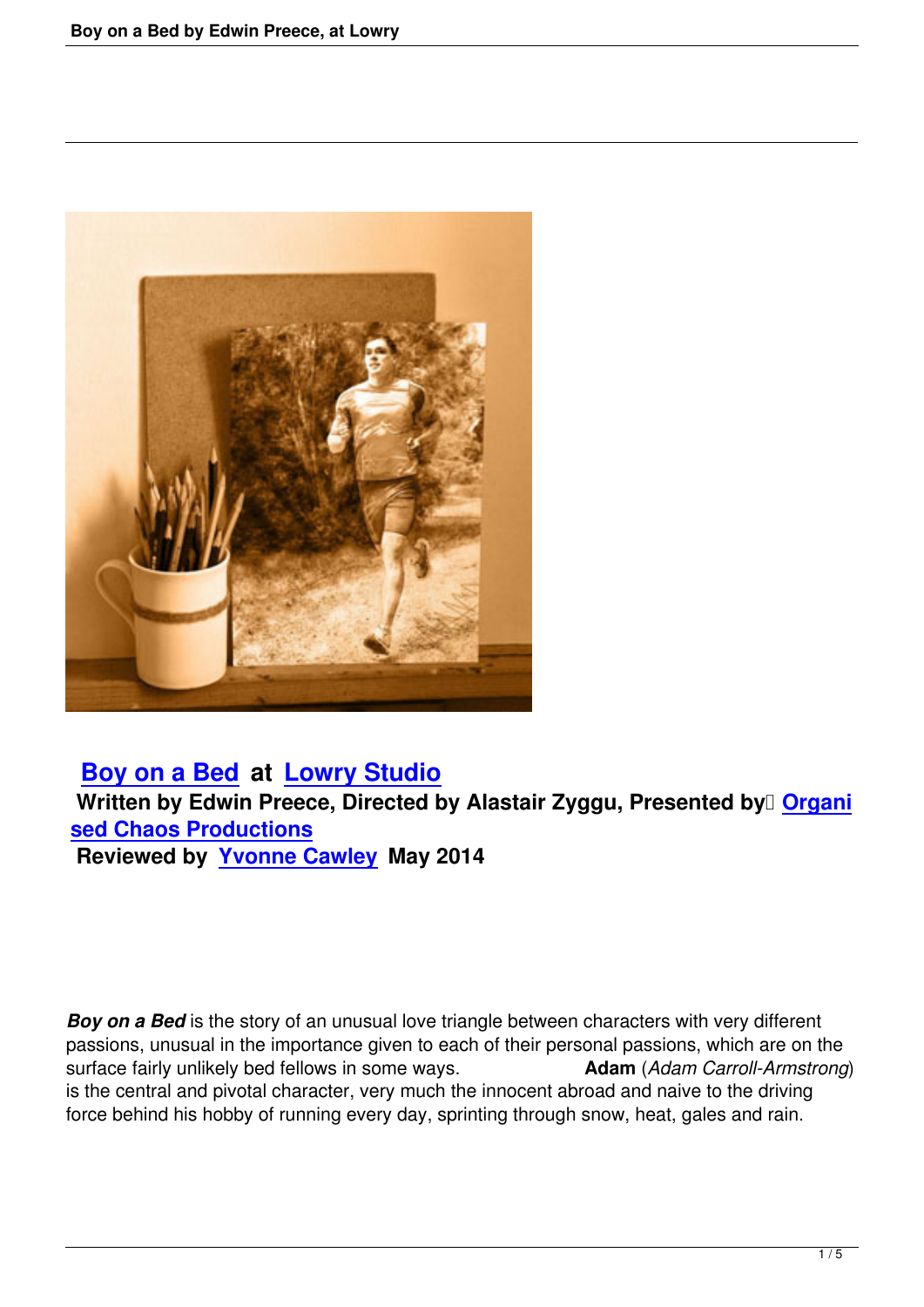## Boy on a Bed at Lowry Studio

**Written by Edwin Preece, Directed by Alastair Zyggu, Presented by Organised Chaos Productions**

**Reviewed by Yvonne Cawley May 2014**

***Boy on a Bed*** is the story of an unusual love triangle between characters with very different passions, unusual in the importance given to each of their personal passions, which are on the surface fairly unlikely bed fellows in some ways. **Adam** (*Adam Carroll-Armstrong*) is the central and pivotal character, very much the innocent abroad and naive to the driving force behind his hobby of running every day, sprinting through snow, heat, gales and rain.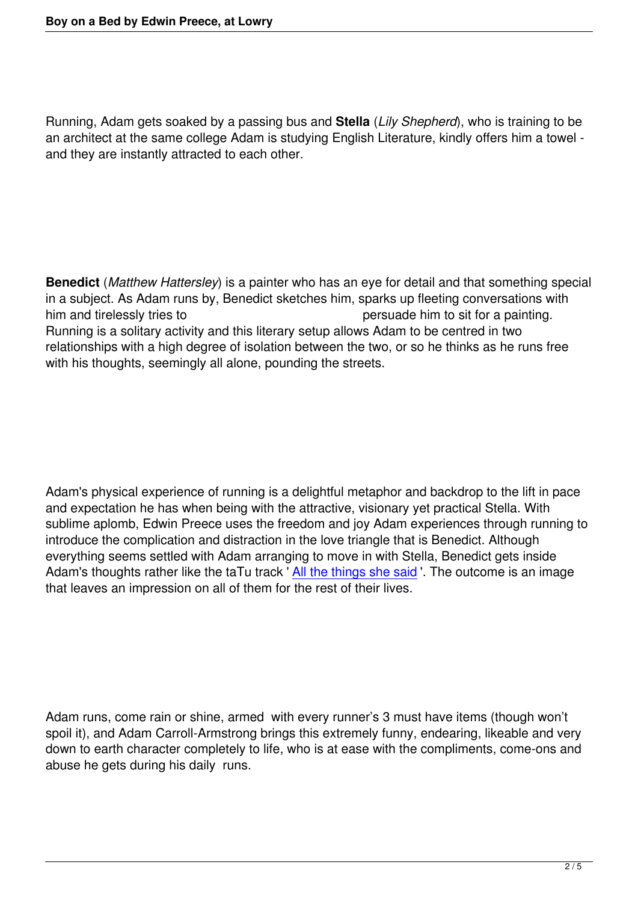Running, Adam gets soaked by a passing bus and **Stella** (*Lily Shepherd*), who is training to be an architect at the same college Adam is studying English Literature, kindly offers him a towel - and they are instantly attracted to each other.

**Benedict** (*Matthew Hattersley*) is a painter who has an eye for detail and that something special in a subject. As Adam runs by, Benedict sketches him, sparks up fleeting conversations with him and tirelessly tries to persuade him to sit for a painting. Running is a solitary activity and this literary setup allows Adam to be centred in two relationships with a high degree of isolation between the two, or so he thinks as he runs free with his thoughts, seemingly all alone, pounding the streets.

Adam's physical experience of running is a delightful metaphor and backdrop to the lift in pace and expectation he has when being with the attractive, visionary yet practical Stella. With sublime aplomb, Edwin Preece uses the freedom and joy Adam experiences through running to introduce the complication and distraction in the love triangle that is Benedict. Although everything seems settled with Adam arranging to move in with Stella, Benedict gets inside Adam's thoughts rather like the taTu track ' All the things she said '. The outcome is an image that leaves an impression on all of them for the rest of their lives.

Adam runs, come rain or shine, armed with every runner's 3 must have items (though won't spoil it), and Adam Carroll-Armstrong brings this extremely funny, endearing, likeable and very down to earth character completely to life, who is at ease with the compliments, come-ons and abuse he gets during his daily runs.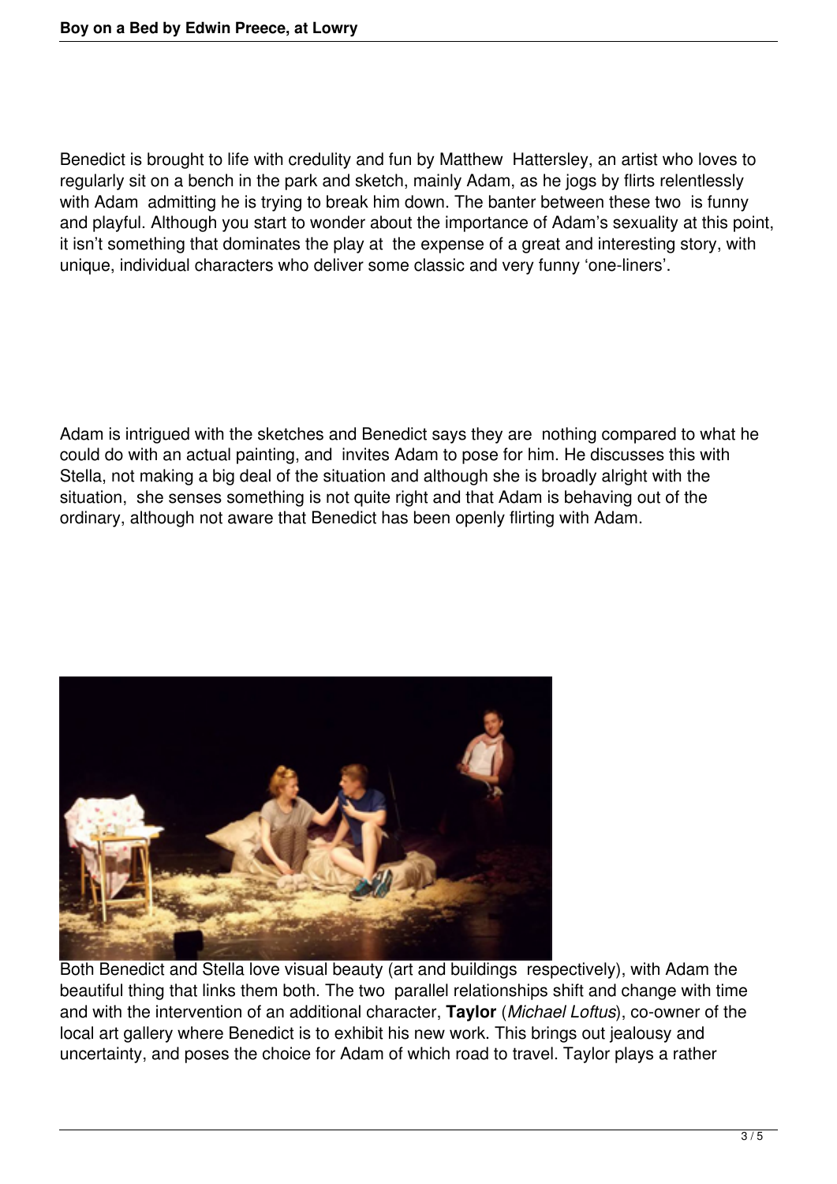Benedict is brought to life with credulity and fun by Matthew Hattersley, an artist who loves to regularly sit on a bench in the park and sketch, mainly Adam, as he jogs by flirts relentlessly with Adam admitting he is trying to break him down. The banter between these two is funny and playful. Although you start to wonder about the importance of Adam's sexuality at this point, it isn't something that dominates the play at the expense of a great and interesting story, with unique, individual characters who deliver some classic and very funny 'one-liners'.

Adam is intrigued with the sketches and Benedict says they are nothing compared to what he could do with an actual painting, and invites Adam to pose for him. He discusses this with Stella, not making a big deal of the situation and although she is broadly alright with the situation, she senses something is not quite right and that Adam is behaving out of the ordinary, although not aware that Benedict has been openly flirting with Adam.

Both Benedict and Stella love visual beauty (art and buildings respectively), with Adam the beautiful thing that links them both. The two parallel relationships shift and change with time and with the intervention of an additional character, **Taylor** (*Michael Loftus*), co-owner of the local art gallery where Benedict is to exhibit his new work. This brings out jealousy and uncertainty, and poses the choice for Adam of which road to travel. Taylor plays a rather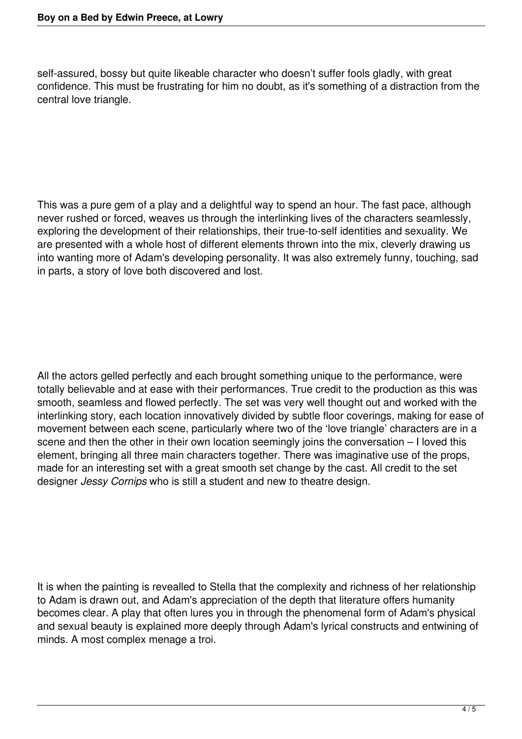self-assured, bossy but quite likeable character who doesn’t suffer fools gladly, with great confidence. This must be frustrating for him no doubt, as it's something of a distraction from the central love triangle.

This was a pure gem of a play and a delightful way to spend an hour. The fast pace, although never rushed or forced, weaves us through the interlinking lives of the characters seamlessly, exploring the development of their relationships, their true-to-self identities and sexuality. We are presented with a whole host of different elements thrown into the mix, cleverly drawing us into wanting more of Adam's developing personality. It was also extremely funny, touching, sad in parts, a story of love both discovered and lost.

All the actors gelled perfectly and each brought something unique to the performance, were totally believable and at ease with their performances. True credit to the production as this was smooth, seamless and flowed perfectly. The set was very well thought out and worked with the interlinking story, each location innovatively divided by subtle floor coverings, making for ease of movement between each scene, particularly where two of the ‘love triangle’ characters are in a scene and then the other in their own location seemingly joins the conversation – I loved this element, bringing all three main characters together. There was imaginative use of the props, made for an interesting set with a great smooth set change by the cast. All credit to the set designer *Jessy Cornips* who is still a student and new to theatre design.

It is when the painting is revealled to Stella that the complexity and richness of her relationship to Adam is drawn out, and Adam's appreciation of the depth that literature offers humanity becomes clear. A play that often lures you in through the phenomenal form of Adam's physical and sexual beauty is explained more deeply through Adam's lyrical constructs and entwining of minds. A most complex menage a troi.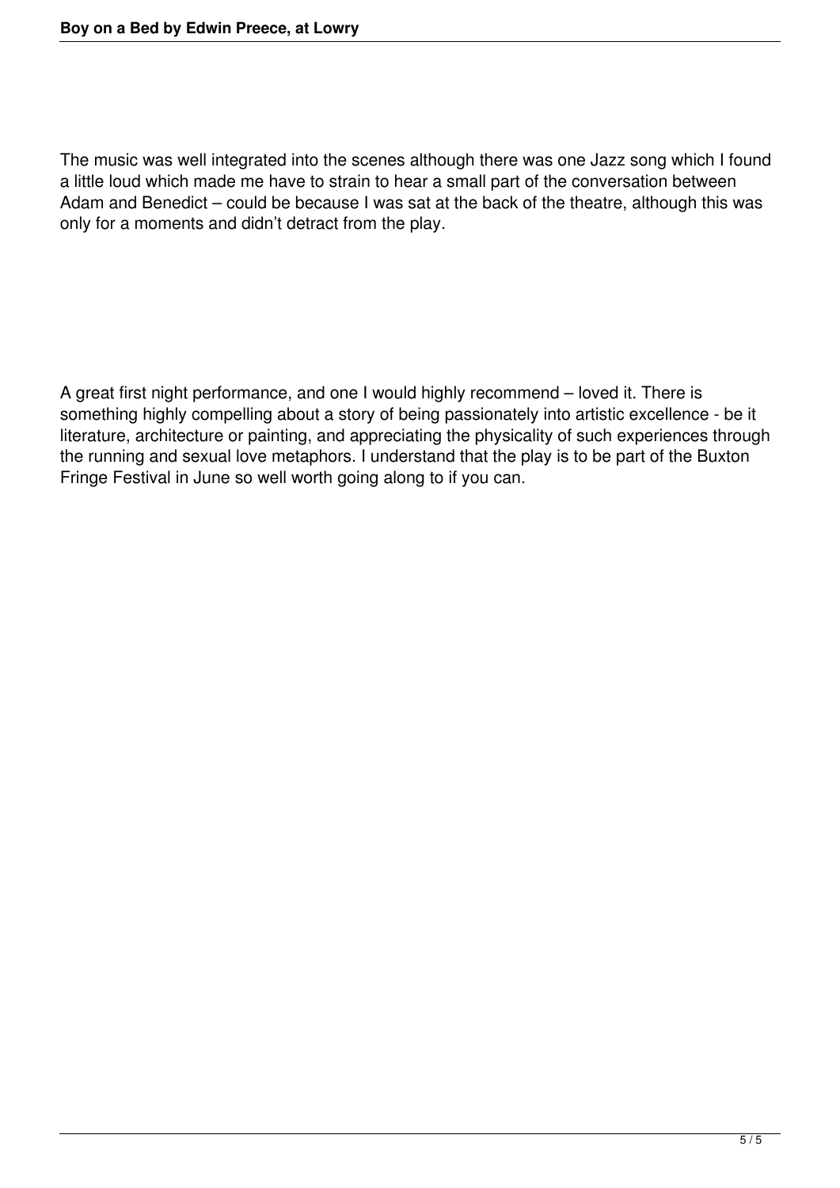The music was well integrated into the scenes although there was one Jazz song which I found a little loud which made me have to strain to hear a small part of the conversation between Adam and Benedict – could be because I was sat at the back of the theatre, although this was only for a moments and didn't detract from the play.

A great first night performance, and one I would highly recommend – loved it. There is something highly compelling about a story of being passionately into artistic excellence - be it literature, architecture or painting, and appreciating the physicality of such experiences through the running and sexual love metaphors. I understand that the play is to be part of the Buxton Fringe Festival in June so well worth going along to if you can.